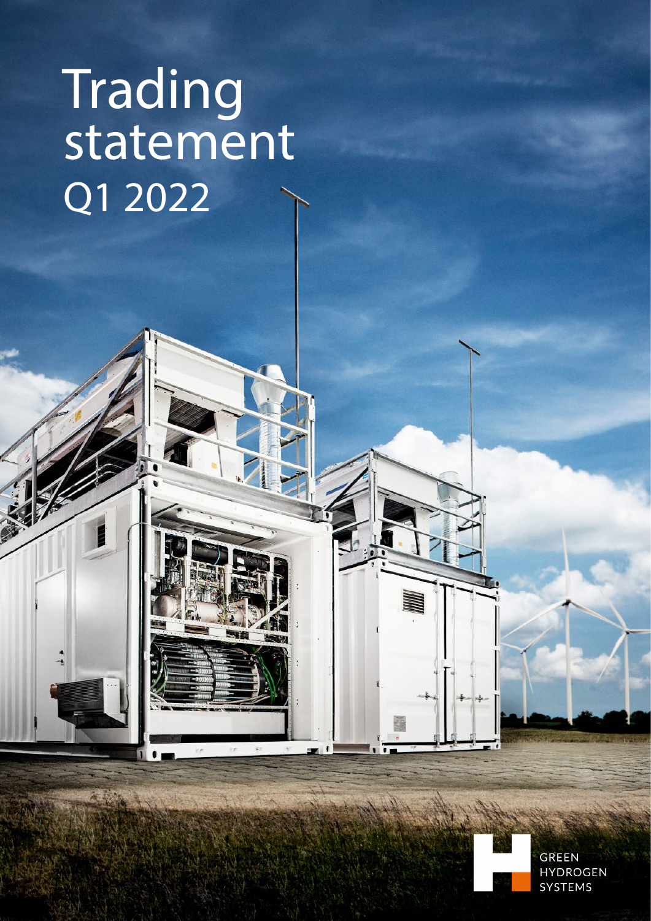# Trading statement Q1 2022

GREEN HYDROGEN SYSTEMS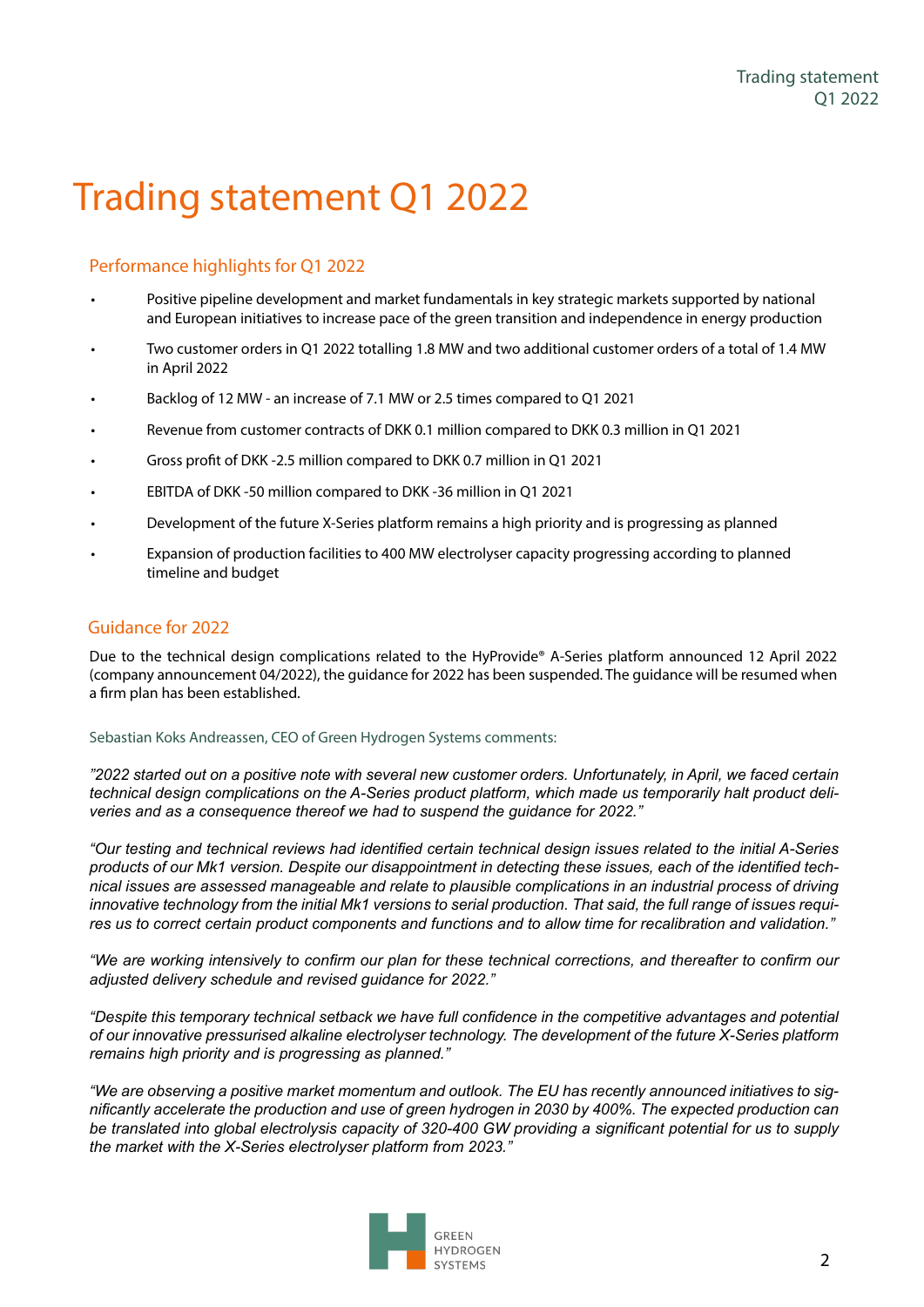# Trading statement Q1 2022

## Performance highlights for Q1 2022

- Positive pipeline development and market fundamentals in key strategic markets supported by national and European initiatives to increase pace of the green transition and independence in energy production
- Two customer orders in Q1 2022 totalling 1.8 MW and two additional customer orders of a total of 1.4 MW in April 2022
- Backlog of 12 MW - an increase of 7.1 MW or 2.5 times compared to Q1 2021
- Revenue from customer contracts of DKK 0.1 million compared to DKK 0.3 million in Q1 2021
- Gross profit of DKK -2.5 million compared to DKK 0.7 million in Q1 2021
- EBITDA of DKK -50 million compared to DKK -36 million in Q1 2021
- Development of the future X-Series platform remains a high priority and is progressing as planned
- Expansion of production facilities to 400 MW electrolyser capacity progressing according to planned timeline and budget

## Guidance for 2022

Due to the technical design complications related to the HyProvide® A-Series platform announced 12 April 2022 (company announcement 04/2022), the guidance for 2022 has been suspended. The guidance will be resumed when a firm plan has been established.

Sebastian Koks Andreassen, CEO of Green Hydrogen Systems comments:

*"2022 started out on a positive note with several new customer orders. Unfortunately, in April, we faced certain technical design complications on the A-Series product platform, which made us temporarily halt product deliveries and as a consequence thereof we had to suspend the guidance for 2022."*

*"Our testing and technical reviews had identified certain technical design issues related to the initial A-Series products of our Mk1 version. Despite our disappointment in detecting these issues, each of the identified technical issues are assessed manageable and relate to plausible complications in an industrial process of driving innovative technology from the initial Mk1 versions to serial production. That said, the full range of issues requires us to correct certain product components and functions and to allow time for recalibration and validation."*

*"We are working intensively to confirm our plan for these technical corrections, and thereafter to confirm our adjusted delivery schedule and revised guidance for 2022."*

*"Despite this temporary technical setback we have full confidence in the competitive advantages and potential of our innovative pressurised alkaline electrolyser technology. The development of the future X-Series platform remains high priority and is progressing as planned."*

*"We are observing a positive market momentum and outlook. The EU has recently announced initiatives to significantly accelerate the production and use of green hydrogen in 2030 by 400%. The expected production can be translated into global electrolysis capacity of 320-400 GW providing a significant potential for us to supply the market with the X-Series electrolyser platform from 2023."*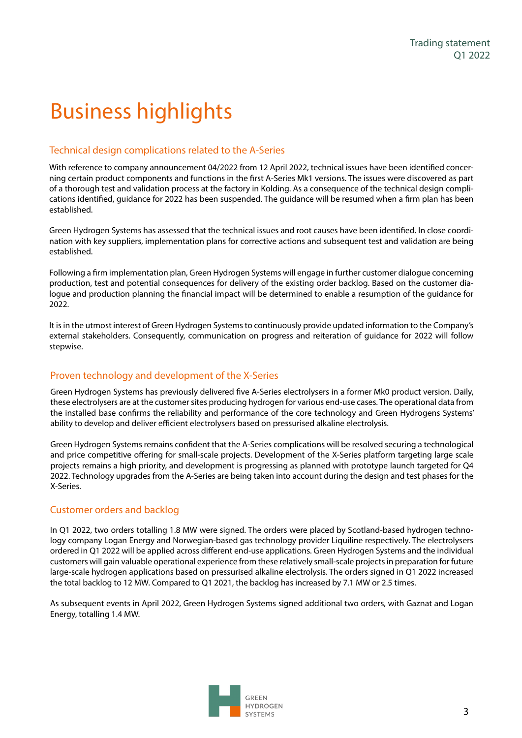# Business highlights

## Technical design complications related to the A-Series

With reference to company announcement 04/2022 from 12 April 2022, technical issues have been identified concerning certain product components and functions in the first A-Series Mk1 versions. The issues were discovered as part of a thorough test and validation process at the factory in Kolding. As a consequence of the technical design complications identified, guidance for 2022 has been suspended. The guidance will be resumed when a firm plan has been established.

Green Hydrogen Systems has assessed that the technical issues and root causes have been identified. In close coordination with key suppliers, implementation plans for corrective actions and subsequent test and validation are being established.

Following a firm implementation plan, Green Hydrogen Systems will engage in further customer dialogue concerning production, test and potential consequences for delivery of the existing order backlog. Based on the customer dialogue and production planning the financial impact will be determined to enable a resumption of the guidance for 2022.

It is in the utmost interest of Green Hydrogen Systems to continuously provide updated information to the Company's external stakeholders. Consequently, communication on progress and reiteration of guidance for 2022 will follow stepwise.

## Proven technology and development of the X-Series

Green Hydrogen Systems has previously delivered five A-Series electrolysers in a former Mk0 product version. Daily, these electrolysers are at the customer sites producing hydrogen for various end-use cases. The operational data from the installed base confirms the reliability and performance of the core technology and Green Hydrogens Systems' ability to develop and deliver efficient electrolysers based on pressurised alkaline electrolysis.

Green Hydrogen Systems remains confident that the A-Series complications will be resolved securing a technological and price competitive offering for small-scale projects. Development of the X-Series platform targeting large scale projects remains a high priority, and development is progressing as planned with prototype launch targeted for Q4 2022. Technology upgrades from the A-Series are being taken into account during the design and test phases for the X-Series.

## Customer orders and backlog

In Q1 2022, two orders totalling 1.8 MW were signed. The orders were placed by Scotland-based hydrogen technology company Logan Energy and Norwegian-based gas technology provider Liquiline respectively. The electrolysers ordered in Q1 2022 will be applied across different end-use applications. Green Hydrogen Systems and the individual customers will gain valuable operational experience from these relatively small-scale projects in preparation for future large-scale hydrogen applications based on pressurised alkaline electrolysis. The orders signed in Q1 2022 increased the total backlog to 12 MW. Compared to Q1 2021, the backlog has increased by 7.1 MW or 2.5 times.

As subsequent events in April 2022, Green Hydrogen Systems signed additional two orders, with Gaznat and Logan Energy, totalling 1.4 MW.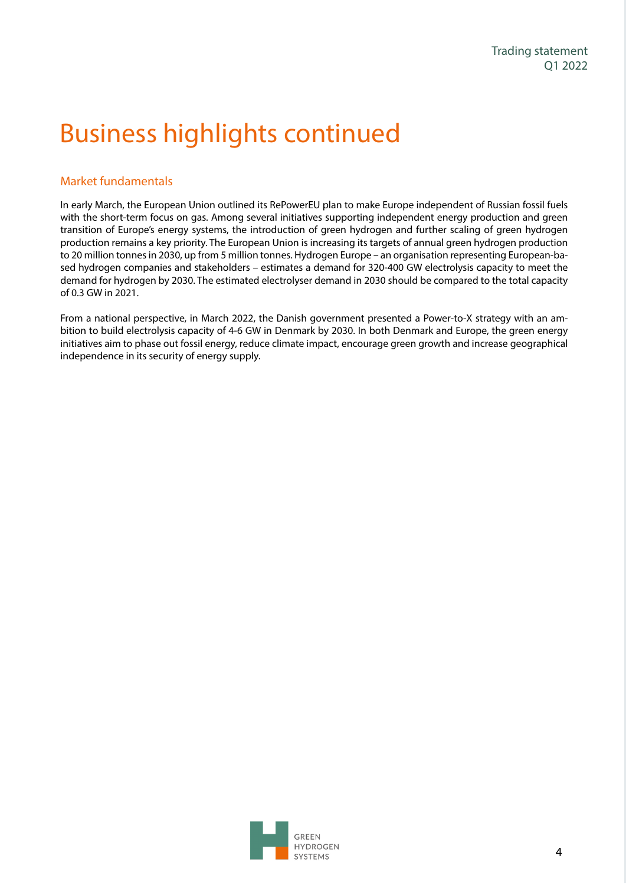# Business highlights continued

## Market fundamentals

In early March, the European Union outlined its RePowerEU plan to make Europe independent of Russian fossil fuels with the short-term focus on gas. Among several initiatives supporting independent energy production and green transition of Europe's energy systems, the introduction of green hydrogen and further scaling of green hydrogen production remains a key priority. The European Union is increasing its targets of annual green hydrogen production to 20 million tonnes in 2030, up from 5 million tonnes. Hydrogen Europe – an organisation representing European-based hydrogen companies and stakeholders – estimates a demand for 320-400 GW electrolysis capacity to meet the demand for hydrogen by 2030. The estimated electrolyser demand in 2030 should be compared to the total capacity of 0.3 GW in 2021.

From a national perspective, in March 2022, the Danish government presented a Power-to-X strategy with an ambition to build electrolysis capacity of 4-6 GW in Denmark by 2030. In both Denmark and Europe, the green energy initiatives aim to phase out fossil energy, reduce climate impact, encourage green growth and increase geographical independence in its security of energy supply.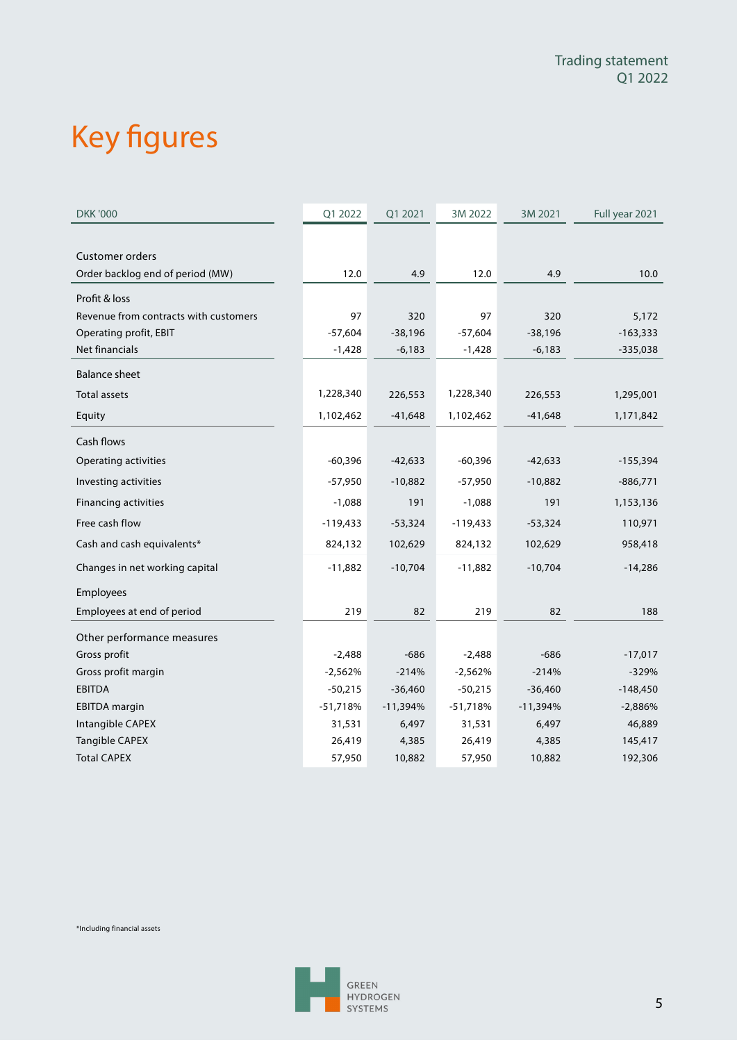# Key figures

| DKK '000 | Q1 2022 | Q1 2021 | 3M 2022 | 3M 2021 | Full year 2021 |
|---|---|---|---|---|---|
| **Customer orders** | | | | | |
| Order backlog end of period (MW) | 12.0 | 4.9 | 12.0 | 4.9 | 10.0 |
| **Profit & loss** | | | | | |
| Revenue from contracts with customers | 97 | 320 | 97 | 320 | 5,172 |
| Operating profit, EBIT | -57,604 | -38,196 | -57,604 | -38,196 | -163,333 |
| Net financials | -1,428 | -6,183 | -1,428 | -6,183 | -335,038 |
| **Balance sheet** | | | | | |
| Total assets | 1,228,340 | 226,553 | 1,228,340 | 226,553 | 1,295,001 |
| Equity | 1,102,462 | -41,648 | 1,102,462 | -41,648 | 1,171,842 |
| **Cash flows** | | | | | |
| Operating activities | -60,396 | -42,633 | -60,396 | -42,633 | -155,394 |
| Investing activities | -57,950 | -10,882 | -57,950 | -10,882 | -886,771 |
| Financing activities | -1,088 | 191 | -1,088 | 191 | 1,153,136 |
| Free cash flow | -119,433 | -53,324 | -119,433 | -53,324 | 110,971 |
| Cash and cash equivalents* | 824,132 | 102,629 | 824,132 | 102,629 | 958,418 |
| Changes in net working capital | -11,882 | -10,704 | -11,882 | -10,704 | -14,286 |
| **Employees** | | | | | |
| Employees at end of period | 219 | 82 | 219 | 82 | 188 |
| **Other performance measures** | | | | | |
| Gross profit | -2,488 | -686 | -2,488 | -686 | -17,017 |
| Gross profit margin | -2,562% | -214% | -2,562% | -214% | -329% |
| EBITDA | -50,215 | -36,460 | -50,215 | -36,460 | -148,450 |
| EBITDA margin | -51,718% | -11,394% | -51,718% | -11,394% | -2,886% |
| Intangible CAPEX | 31,531 | 6,497 | 31,531 | 6,497 | 46,889 |
| Tangible CAPEX | 26,419 | 4,385 | 26,419 | 4,385 | 145,417 |
| Total CAPEX | 57,950 | 10,882 | 57,950 | 10,882 | 192,306 |

*Including financial assets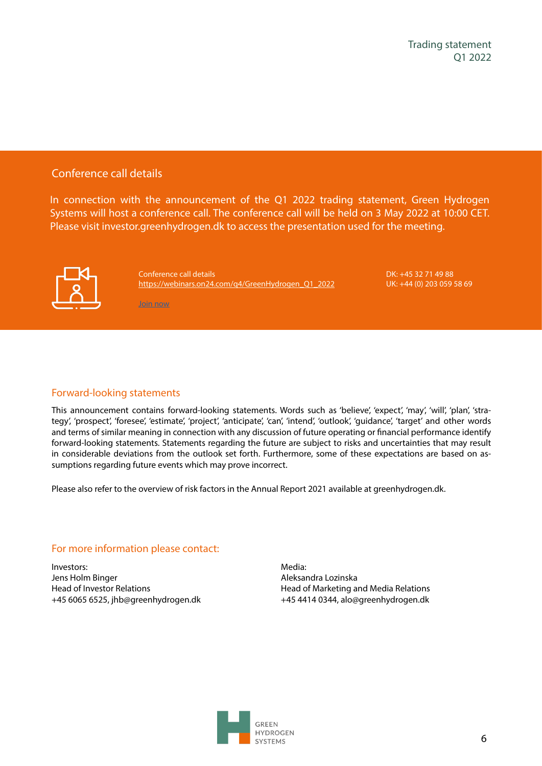## Conference call details

In connection with the announcement of the Q1 2022 trading statement, Green Hydrogen Systems will host a conference call. The conference call will be held on 3 May 2022 at 10:00 CET. Please visit investor.greenhydrogen.dk to access the presentation used for the meeting.

Conference call details
https://webinars.on24.com/q4/GreenHydrogen_Q1_2022

Join now

DK: +45 32 71 49 88
UK: +44 (0) 203 059 58 69

## Forward-looking statements

This announcement contains forward-looking statements. Words such as 'believe', 'expect', 'may', 'will', 'plan', 'strategy', 'prospect', 'foresee', 'estimate', 'project', 'anticipate', 'can', 'intend', 'outlook', 'guidance', 'target' and other words and terms of similar meaning in connection with any discussion of future operating or financial performance identify forward-looking statements. Statements regarding the future are subject to risks and uncertainties that may result in considerable deviations from the outlook set forth. Furthermore, some of these expectations are based on assumptions regarding future events which may prove incorrect.

Please also refer to the overview of risk factors in the Annual Report 2021 available at greenhydrogen.dk.

## For more information please contact:

Investors:
Jens Holm Binger
Head of Investor Relations
+45 6065 6525, jhb@greenhydrogen.dk

Media:
Aleksandra Lozinska
Head of Marketing and Media Relations
+45 4414 0344, alo@greenhydrogen.dk